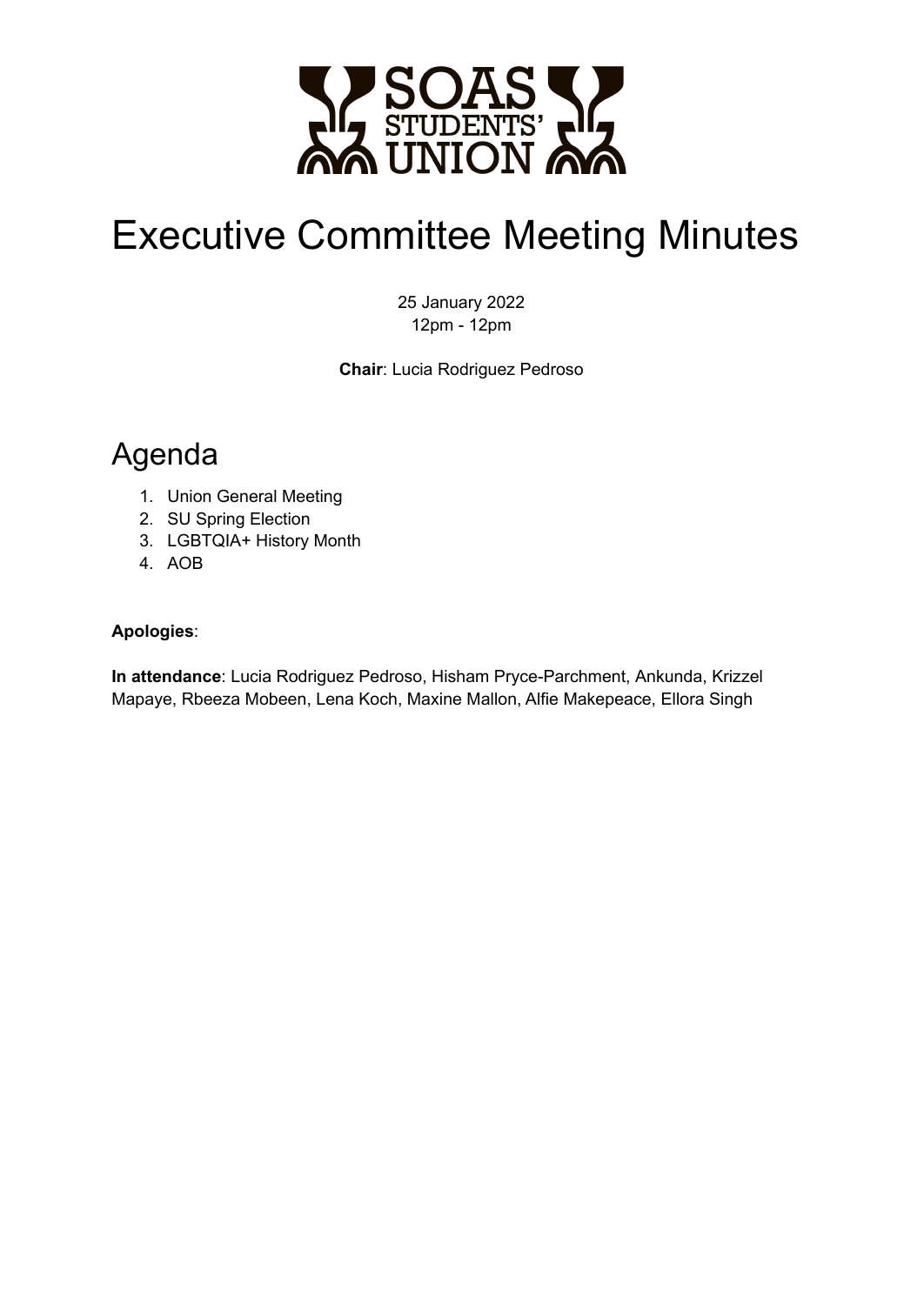# Executive Committee Meeting Minutes

25 January 2022
12pm - 12pm

**Chair**: Lucia Rodriguez Pedroso

## Agenda

1. Union General Meeting
2. SU Spring Election
3. LGBTQIA+ History Month
4. AOB

**Apologies**:

**In attendance**: Lucia Rodriguez Pedroso, Hisham Pryce-Parchment, Ankunda, Krizzel Mapaye, Rbeeza Mobeen, Lena Koch, Maxine Mallon, Alfie Makepeace, Ellora Singh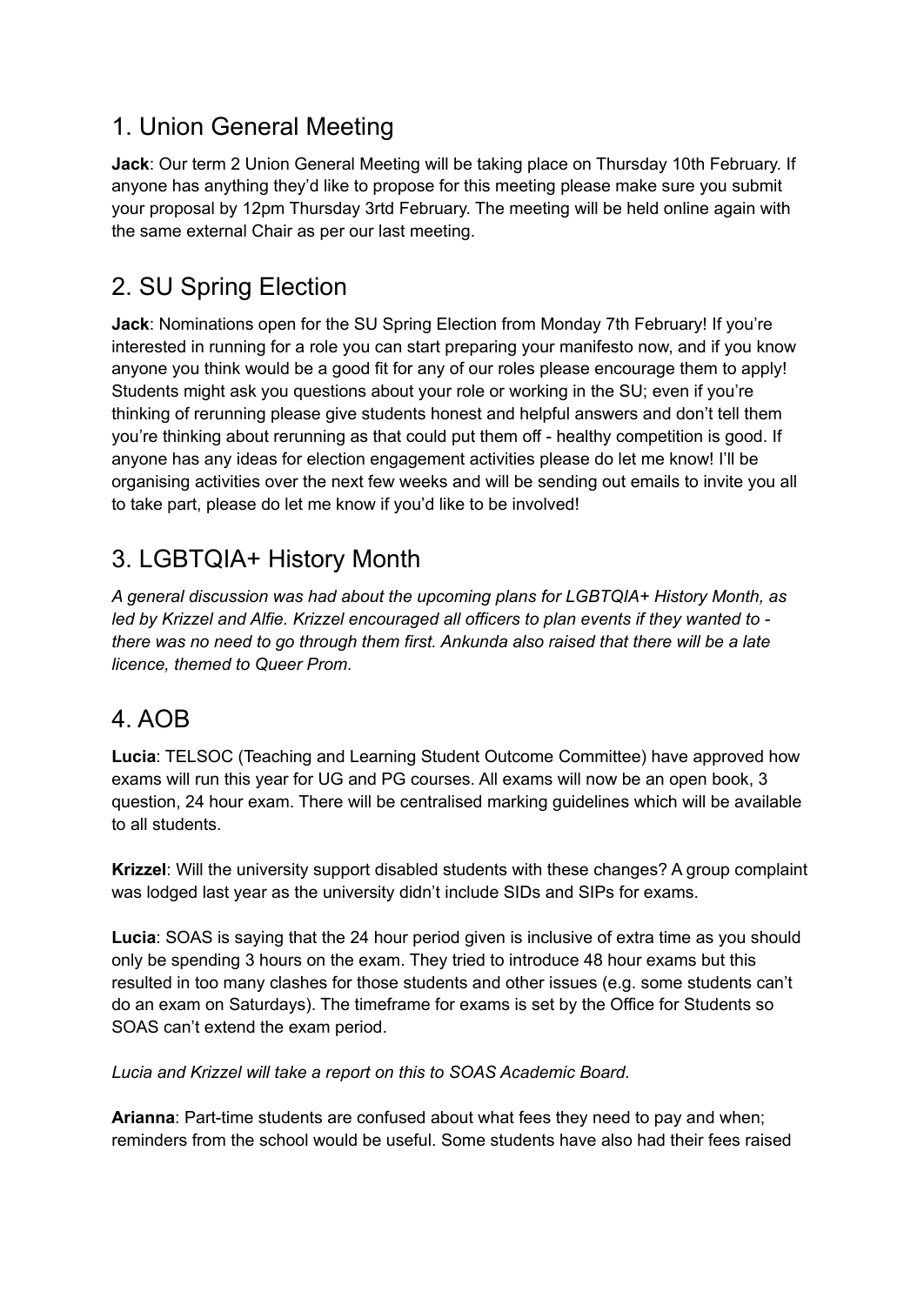## 1. Union General Meeting

**Jack**: Our term 2 Union General Meeting will be taking place on Thursday 10th February. If anyone has anything they'd like to propose for this meeting please make sure you submit your proposal by 12pm Thursday 3rtd February. The meeting will be held online again with the same external Chair as per our last meeting.

## 2. SU Spring Election

**Jack**: Nominations open for the SU Spring Election from Monday 7th February! If you're interested in running for a role you can start preparing your manifesto now, and if you know anyone you think would be a good fit for any of our roles please encourage them to apply! Students might ask you questions about your role or working in the SU; even if you're thinking of rerunning please give students honest and helpful answers and don't tell them you're thinking about rerunning as that could put them off - healthy competition is good. If anyone has any ideas for election engagement activities please do let me know! I'll be organising activities over the next few weeks and will be sending out emails to invite you all to take part, please do let me know if you'd like to be involved!

## 3. LGBTQIA+ History Month

*A general discussion was had about the upcoming plans for LGBTQIA+ History Month, as led by Krizzel and Alfie. Krizzel encouraged all officers to plan events if they wanted to - there was no need to go through them first. Ankunda also raised that there will be a late licence, themed to Queer Prom.*

## 4. AOB

**Lucia**: TELSOC (Teaching and Learning Student Outcome Committee) have approved how exams will run this year for UG and PG courses. All exams will now be an open book, 3 question, 24 hour exam. There will be centralised marking guidelines which will be available to all students.

**Krizzel**: Will the university support disabled students with these changes? A group complaint was lodged last year as the university didn't include SIDs and SIPs for exams.

**Lucia**: SOAS is saying that the 24 hour period given is inclusive of extra time as you should only be spending 3 hours on the exam. They tried to introduce 48 hour exams but this resulted in too many clashes for those students and other issues (e.g. some students can't do an exam on Saturdays). The timeframe for exams is set by the Office for Students so SOAS can't extend the exam period.

*Lucia and Krizzel will take a report on this to SOAS Academic Board.*

**Arianna**: Part-time students are confused about what fees they need to pay and when; reminders from the school would be useful. Some students have also had their fees raised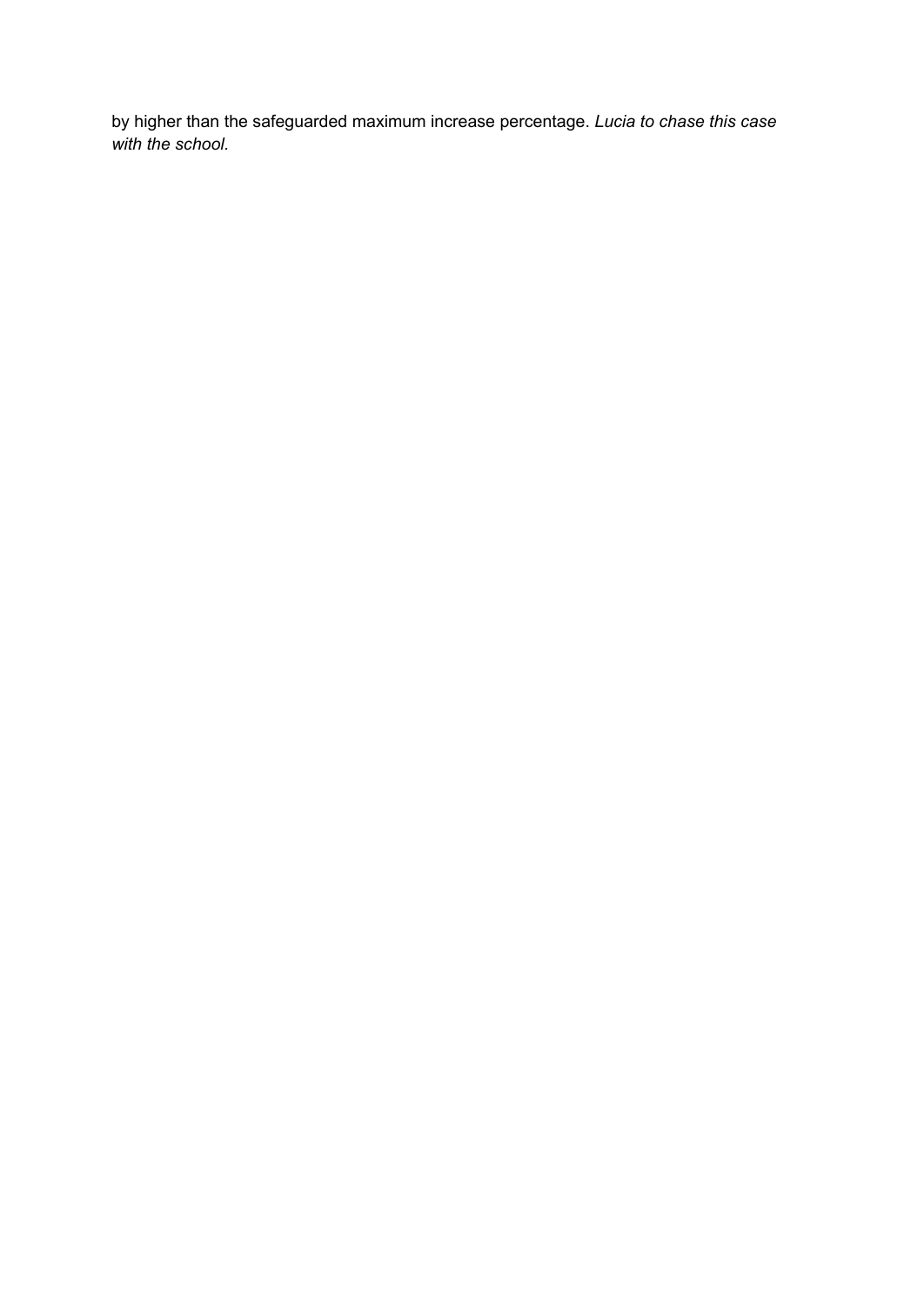by higher than the safeguarded maximum increase percentage. *Lucia to chase this case with the school*.